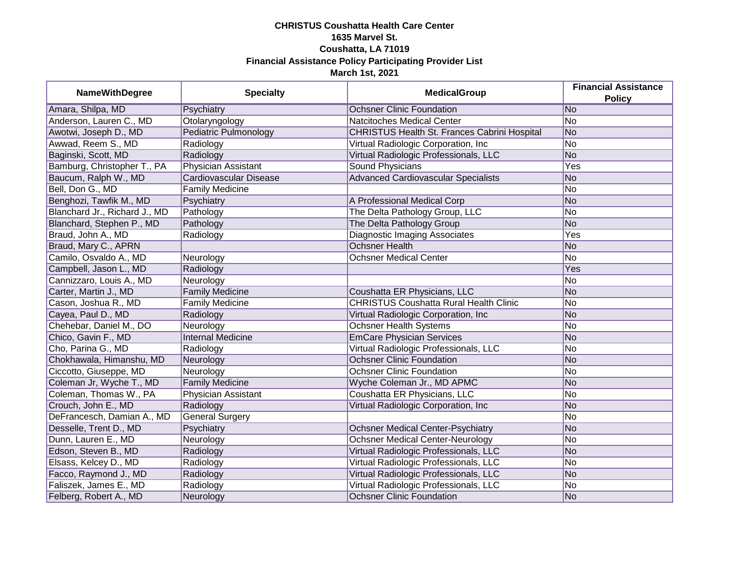**CHRISTUS Coushatta Health Care Center**
**1635 Marvel St.**
**Coushatta, LA 71019**
**Financial Assistance Policy Participating Provider List**
**March 1st, 2021**

| NameWithDegree | Specialty | MedicalGroup | Financial Assistance Policy |
|---|---|---|---|
| Amara, Shilpa, MD | Psychiatry | Ochsner Clinic Foundation | No |
| Anderson, Lauren C., MD | Otolaryngology | Natcitoches Medical Center | No |
| Awotwi, Joseph D., MD | Pediatric Pulmonology | CHRISTUS Health St. Frances Cabrini Hospital | No |
| Awwad, Reem S., MD | Radiology | Virtual Radiologic Corporation, Inc | No |
| Baginski, Scott, MD | Radiology | Virtual Radiologic Professionals, LLC | No |
| Bamburg, Christopher T., PA | Physician Assistant | Sound Physicians | Yes |
| Baucum, Ralph W., MD | Cardiovascular Disease | Advanced Cardiovascular Specialists | No |
| Bell, Don G., MD | Family Medicine | | No |
| Benghozi, Tawfik M., MD | Psychiatry | A Professional Medical Corp | No |
| Blanchard Jr., Richard J., MD | Pathology | The Delta Pathology Group, LLC | No |
| Blanchard, Stephen P., MD | Pathology | The Delta Pathology Group | No |
| Braud, John A., MD | Radiology | Diagnostic Imaging Associates | Yes |
| Braud, Mary C., APRN | | Ochsner Health | No |
| Camilo, Osvaldo A., MD | Neurology | Ochsner Medical Center | No |
| Campbell, Jason L., MD | Radiology | | Yes |
| Cannizzaro, Louis A., MD | Neurology | | No |
| Carter, Martin J., MD | Family Medicine | Coushatta ER Physicians, LLC | No |
| Cason, Joshua R., MD | Family Medicine | CHRISTUS Coushatta Rural Health Clinic | No |
| Cayea, Paul D., MD | Radiology | Virtual Radiologic Corporation, Inc | No |
| Chehebar, Daniel M., DO | Neurology | Ochsner Health Systems | No |
| Chico, Gavin F., MD | Internal Medicine | EmCare Physician Services | No |
| Cho, Parina G., MD | Radiology | Virtual Radiologic Professionals, LLC | No |
| Chokhawala, Himanshu, MD | Neurology | Ochsner Clinic Foundation | No |
| Ciccotto, Giuseppe, MD | Neurology | Ochsner Clinic Foundation | No |
| Coleman Jr, Wyche T., MD | Family Medicine | Wyche Coleman Jr., MD APMC | No |
| Coleman, Thomas W., PA | Physician Assistant | Coushatta ER Physicians, LLC | No |
| Crouch, John E., MD | Radiology | Virtual Radiologic Corporation, Inc | No |
| DeFrancesch, Damian A., MD | General Surgery | | No |
| Desselle, Trent D., MD | Psychiatry | Ochsner Medical Center-Psychiatry | No |
| Dunn, Lauren E., MD | Neurology | Ochsner Medical Center-Neurology | No |
| Edson, Steven B., MD | Radiology | Virtual Radiologic Professionals, LLC | No |
| Elsass, Kelcey D., MD | Radiology | Virtual Radiologic Professionals, LLC | No |
| Facco, Raymond J., MD | Radiology | Virtual Radiologic Professionals, LLC | No |
| Faliszek, James E., MD | Radiology | Virtual Radiologic Professionals, LLC | No |
| Felberg, Robert A., MD | Neurology | Ochsner Clinic Foundation | No |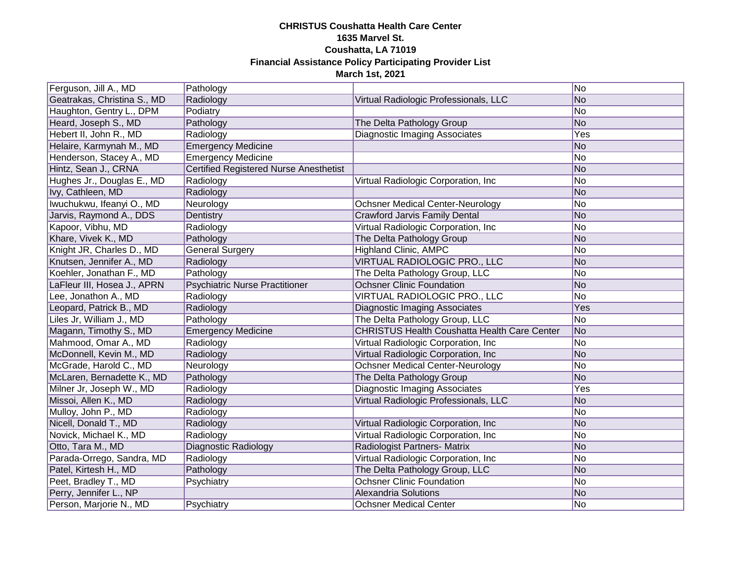**CHRISTUS Coushatta Health Care Center**
**1635 Marvel St.**
**Coushatta, LA 71019**
**Financial Assistance Policy Participating Provider List**
**March 1st, 2021**

| | | | |
|---|---|---|---|
| Ferguson, Jill A., MD | Pathology | | No |
| Geatrakas, Christina S., MD | Radiology | Virtual Radiologic Professionals, LLC | No |
| Haughton, Gentry L., DPM | Podiatry | | No |
| Heard, Joseph S., MD | Pathology | The Delta Pathology Group | No |
| Hebert II, John R., MD | Radiology | Diagnostic Imaging Associates | Yes |
| Helaire, Karmynah M., MD | Emergency Medicine | | No |
| Henderson, Stacey A., MD | Emergency Medicine | | No |
| Hintz, Sean J., CRNA | Certified Registered Nurse Anesthetist | | No |
| Hughes Jr., Douglas E., MD | Radiology | Virtual Radiologic Corporation, Inc | No |
| Ivy, Cathleen, MD | Radiology | | No |
| Iwuchukwu, Ifeanyi O., MD | Neurology | Ochsner Medical Center-Neurology | No |
| Jarvis, Raymond A., DDS | Dentistry | Crawford Jarvis Family Dental | No |
| Kapoor, Vibhu, MD | Radiology | Virtual Radiologic Corporation, Inc | No |
| Khare, Vivek K., MD | Pathology | The Delta Pathology Group | No |
| Knight JR, Charles D., MD | General Surgery | Highland Clinic, AMPC | No |
| Knutsen, Jennifer A., MD | Radiology | VIRTUAL RADIOLOGIC PRO., LLC | No |
| Koehler, Jonathan F., MD | Pathology | The Delta Pathology Group, LLC | No |
| LaFleur III, Hosea J., APRN | Psychiatric Nurse Practitioner | Ochsner Clinic Foundation | No |
| Lee, Jonathon A., MD | Radiology | VIRTUAL RADIOLOGIC PRO., LLC | No |
| Leopard, Patrick B., MD | Radiology | Diagnostic Imaging Associates | Yes |
| Liles Jr, William J., MD | Pathology | The Delta Pathology Group, LLC | No |
| Magann, Timothy S., MD | Emergency Medicine | CHRISTUS Health Coushatta Health Care Center | No |
| Mahmood, Omar A., MD | Radiology | Virtual Radiologic Corporation, Inc | No |
| McDonnell, Kevin M., MD | Radiology | Virtual Radiologic Corporation, Inc | No |
| McGrade, Harold C., MD | Neurology | Ochsner Medical Center-Neurology | No |
| McLaren, Bernadette K., MD | Pathology | The Delta Pathology Group | No |
| Milner Jr, Joseph W., MD | Radiology | Diagnostic Imaging Associates | Yes |
| Missoi, Allen K., MD | Radiology | Virtual Radiologic Professionals, LLC | No |
| Mulloy, John P., MD | Radiology | | No |
| Nicell, Donald T., MD | Radiology | Virtual Radiologic Corporation, Inc | No |
| Novick, Michael K., MD | Radiology | Virtual Radiologic Corporation, Inc | No |
| Otto, Tara M., MD | Diagnostic Radiology | Radiologist Partners- Matrix | No |
| Parada-Orrego, Sandra, MD | Radiology | Virtual Radiologic Corporation, Inc | No |
| Patel, Kirtesh H., MD | Pathology | The Delta Pathology Group, LLC | No |
| Peet, Bradley T., MD | Psychiatry | Ochsner Clinic Foundation | No |
| Perry, Jennifer L., NP | | Alexandria Solutions | No |
| Person, Marjorie N., MD | Psychiatry | Ochsner Medical Center | No |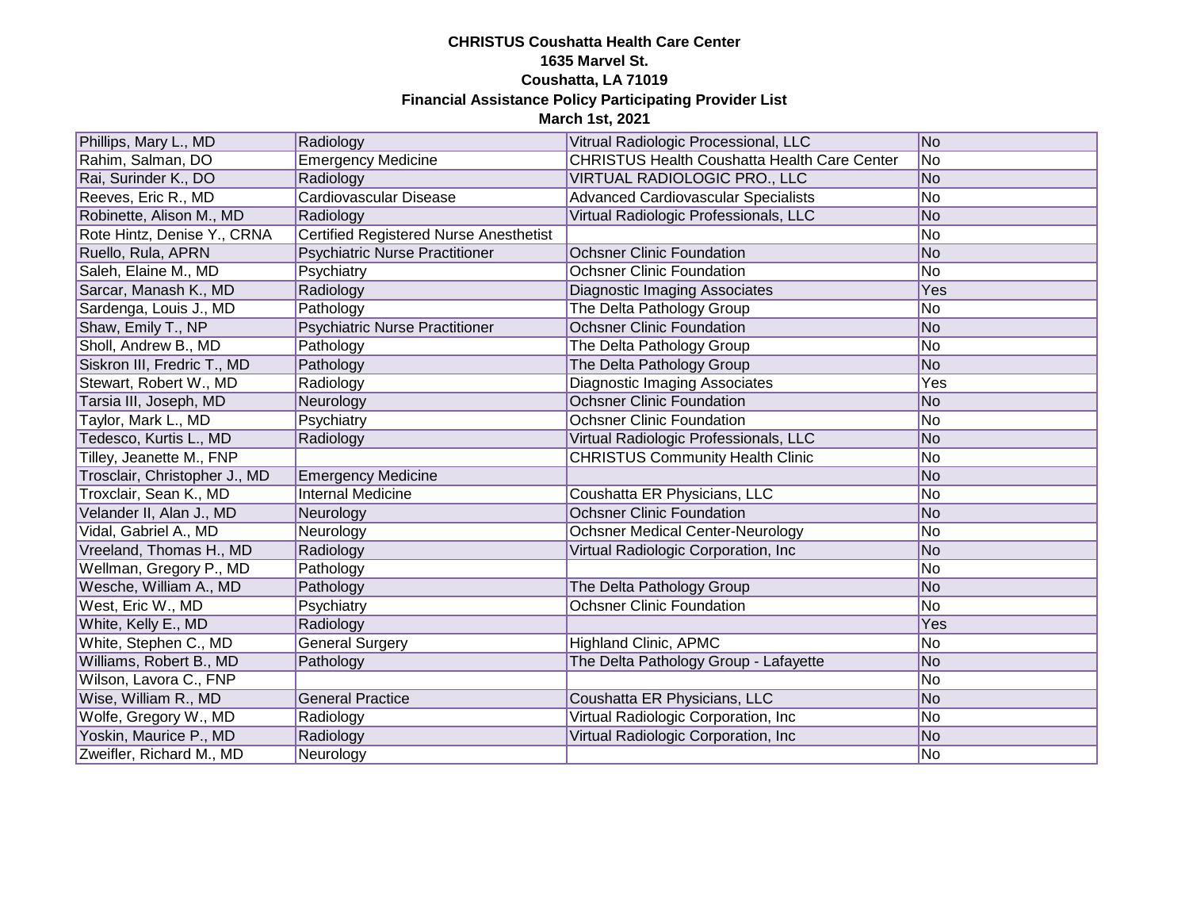**CHRISTUS Coushatta Health Care Center**
**1635 Marvel St.**
**Coushatta, LA 71019**
**Financial Assistance Policy Participating Provider List**
**March 1st, 2021**

| | | | |
|---|---|---|---|
| Phillips, Mary L., MD | Radiology | Vitrual Radiologic Processional, LLC | No |
| Rahim, Salman, DO | Emergency Medicine | CHRISTUS Health Coushatta Health Care Center | No |
| Rai, Surinder K., DO | Radiology | VIRTUAL RADIOLOGIC PRO., LLC | No |
| Reeves, Eric R., MD | Cardiovascular Disease | Advanced Cardiovascular Specialists | No |
| Robinette, Alison M., MD | Radiology | Virtual Radiologic Professionals, LLC | No |
| Rote Hintz, Denise Y., CRNA | Certified Registered Nurse Anesthetist | | No |
| Ruello, Rula, APRN | Psychiatric Nurse Practitioner | Ochsner Clinic Foundation | No |
| Saleh, Elaine M., MD | Psychiatry | Ochsner Clinic Foundation | No |
| Sarcar, Manash K., MD | Radiology | Diagnostic Imaging Associates | Yes |
| Sardenga, Louis J., MD | Pathology | The Delta Pathology Group | No |
| Shaw, Emily T., NP | Psychiatric Nurse Practitioner | Ochsner Clinic Foundation | No |
| Sholl, Andrew B., MD | Pathology | The Delta Pathology Group | No |
| Siskron III, Fredric T., MD | Pathology | The Delta Pathology Group | No |
| Stewart, Robert W., MD | Radiology | Diagnostic Imaging Associates | Yes |
| Tarsia III, Joseph, MD | Neurology | Ochsner Clinic Foundation | No |
| Taylor, Mark L., MD | Psychiatry | Ochsner Clinic Foundation | No |
| Tedesco, Kurtis L., MD | Radiology | Virtual Radiologic Professionals, LLC | No |
| Tilley, Jeanette M., FNP | | CHRISTUS Community Health Clinic | No |
| Trosclair, Christopher J., MD | Emergency Medicine | | No |
| Troxclair, Sean K., MD | Internal Medicine | Coushatta ER Physicians, LLC | No |
| Velander II, Alan J., MD | Neurology | Ochsner Clinic Foundation | No |
| Vidal, Gabriel A., MD | Neurology | Ochsner Medical Center-Neurology | No |
| Vreeland, Thomas H., MD | Radiology | Virtual Radiologic Corporation, Inc | No |
| Wellman, Gregory P., MD | Pathology | | No |
| Wesche, William A., MD | Pathology | The Delta Pathology Group | No |
| West, Eric W., MD | Psychiatry | Ochsner Clinic Foundation | No |
| White, Kelly E., MD | Radiology | | Yes |
| White, Stephen C., MD | General Surgery | Highland Clinic, APMC | No |
| Williams, Robert B., MD | Pathology | The Delta Pathology Group - Lafayette | No |
| Wilson, Lavora C., FNP | | | No |
| Wise, William R., MD | General Practice | Coushatta ER Physicians, LLC | No |
| Wolfe, Gregory W., MD | Radiology | Virtual Radiologic Corporation, Inc | No |
| Yoskin, Maurice P., MD | Radiology | Virtual Radiologic Corporation, Inc | No |
| Zweifler, Richard M., MD | Neurology | | No |